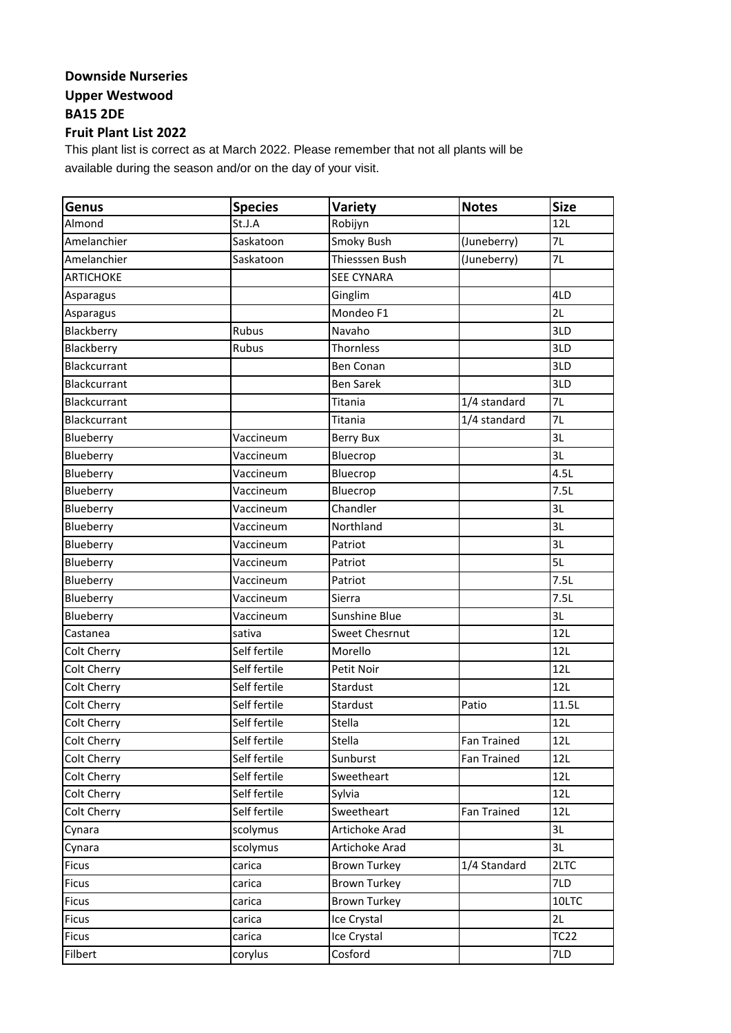**Downside Nurseries**

**Upper Westwood**

**BA15 2DE**

**Fruit Plant List 2022**

This plant list is correct as at March 2022. Please remember that not all plants will be available during the season and/or on the day of your visit.

| Genus | Species | Variety | Notes | Size |
|---|---|---|---|---|
| Almond | St.J.A | Robijyn | | 12L |
| Amelanchier | Saskatoon | Smoky Bush | (Juneberry) | 7L |
| Amelanchier | Saskatoon | Thiesssen Bush | (Juneberry) | 7L |
| ARTICHOKE | | SEE CYNARA | | |
| Asparagus | | Ginglim | | 4LD |
| Asparagus | | Mondeo F1 | | 2L |
| Blackberry | Rubus | Navaho | | 3LD |
| Blackberry | Rubus | Thornless | | 3LD |
| Blackcurrant | | Ben Conan | | 3LD |
| Blackcurrant | | Ben Sarek | | 3LD |
| Blackcurrant | | Titania | 1/4 standard | 7L |
| Blackcurrant | | Titania | 1/4 standard | 7L |
| Blueberry | Vaccineum | Berry Bux | | 3L |
| Blueberry | Vaccineum | Bluecrop | | 3L |
| Blueberry | Vaccineum | Bluecrop | | 4.5L |
| Blueberry | Vaccineum | Bluecrop | | 7.5L |
| Blueberry | Vaccineum | Chandler | | 3L |
| Blueberry | Vaccineum | Northland | | 3L |
| Blueberry | Vaccineum | Patriot | | 3L |
| Blueberry | Vaccineum | Patriot | | 5L |
| Blueberry | Vaccineum | Patriot | | 7.5L |
| Blueberry | Vaccineum | Sierra | | 7.5L |
| Blueberry | Vaccineum | Sunshine Blue | | 3L |
| Castanea | sativa | Sweet Chesrnut | | 12L |
| Colt Cherry | Self fertile | Morello | | 12L |
| Colt Cherry | Self fertile | Petit Noir | | 12L |
| Colt Cherry | Self fertile | Stardust | | 12L |
| Colt Cherry | Self fertile | Stardust | Patio | 11.5L |
| Colt Cherry | Self fertile | Stella | | 12L |
| Colt Cherry | Self fertile | Stella | Fan Trained | 12L |
| Colt Cherry | Self fertile | Sunburst | Fan Trained | 12L |
| Colt Cherry | Self fertile | Sweetheart | | 12L |
| Colt Cherry | Self fertile | Sylvia | | 12L |
| Colt Cherry | Self fertile | Sweetheart | Fan Trained | 12L |
| Cynara | scolymus | Artichoke Arad | | 3L |
| Cynara | scolymus | Artichoke Arad | | 3L |
| Ficus | carica | Brown Turkey | 1/4 Standard | 2LTC |
| Ficus | carica | Brown Turkey | | 7LD |
| Ficus | carica | Brown Turkey | | 10LTC |
| Ficus | carica | Ice Crystal | | 2L |
| Ficus | carica | Ice Crystal | | TC22 |
| Filbert | corylus | Cosford | | 7LD |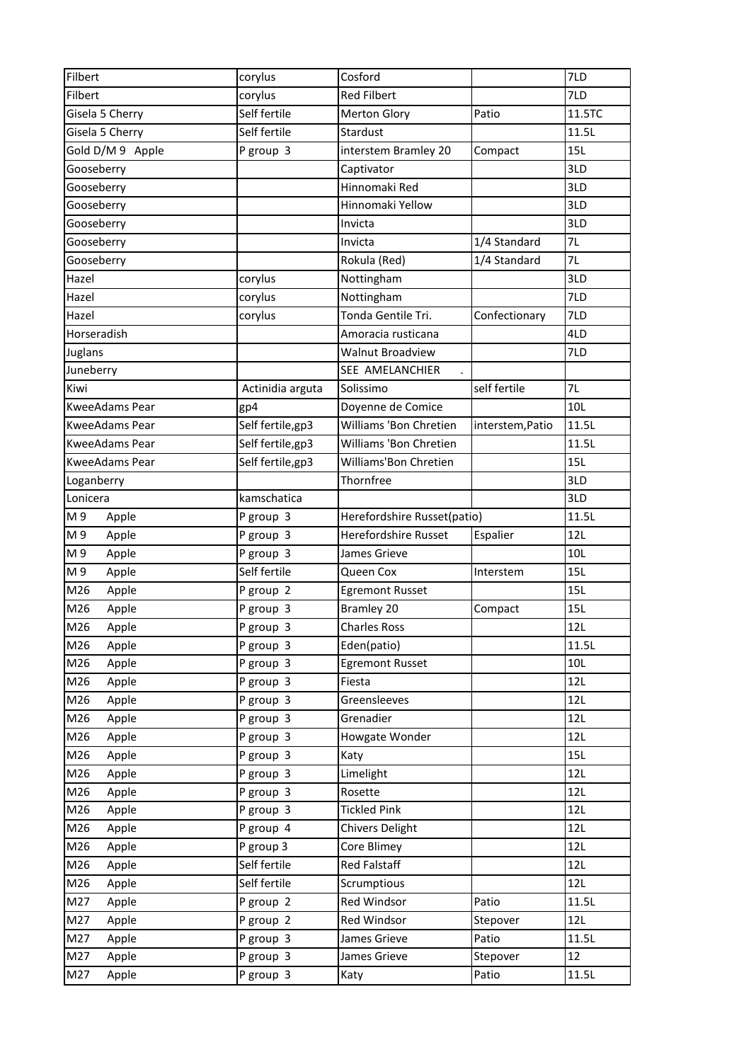| | | | | |
|---|---|---|---|---|
| Filbert | corylus | Cosford | | 7LD |
| Filbert | corylus | Red Filbert | | 7LD |
| Gisela 5 Cherry | Self fertile | Merton Glory | Patio | 11.5TC |
| Gisela 5 Cherry | Self fertile | Stardust | | 11.5L |
| Gold D/M 9 Apple | P group 3 | interstem Bramley 20 | Compact | 15L |
| Gooseberry | | Captivator | | 3LD |
| Gooseberry | | Hinnomaki Red | | 3LD |
| Gooseberry | | Hinnomaki Yellow | | 3LD |
| Gooseberry | | Invicta | | 3LD |
| Gooseberry | | Invicta | 1/4 Standard | 7L |
| Gooseberry | | Rokula (Red) | 1/4 Standard | 7L |
| Hazel | corylus | Nottingham | | 3LD |
| Hazel | corylus | Nottingham | | 7LD |
| Hazel | corylus | Tonda Gentile Tri. | Confectionary | 7LD |
| Horseradish | | Amoracia rusticana | | 4LD |
| Juglans | | Walnut Broadview | | 7LD |
| Juneberry | | SEE AMELANCHIER . | | |
| Kiwi | Actinidia arguta | Solissimo | self fertile | 7L |
| KweeAdams Pear | gp4 | Doyenne de Comice | | 10L |
| KweeAdams Pear | Self fertile,gp3 | Williams 'Bon Chretien | interstem,Patio | 11.5L |
| KweeAdams Pear | Self fertile,gp3 | Williams 'Bon Chretien | | 11.5L |
| KweeAdams Pear | Self fertile,gp3 | Williams'Bon Chretien | | 15L |
| Loganberry | | Thornfree | | 3LD |
| Lonicera | kamschatica | | | 3LD |
| M 9 Apple | P group 3 | Herefordshire Russet(patio) | | 11.5L |
| M 9 Apple | P group 3 | Herefordshire Russet | Espalier | 12L |
| M 9 Apple | P group 3 | James Grieve | | 10L |
| M 9 Apple | Self fertile | Queen Cox | Interstem | 15L |
| M26 Apple | P group 2 | Egremont Russet | | 15L |
| M26 Apple | P group 3 | Bramley 20 | Compact | 15L |
| M26 Apple | P group 3 | Charles Ross | | 12L |
| M26 Apple | P group 3 | Eden(patio) | | 11.5L |
| M26 Apple | P group 3 | Egremont Russet | | 10L |
| M26 Apple | P group 3 | Fiesta | | 12L |
| M26 Apple | P group 3 | Greensleeves | | 12L |
| M26 Apple | P group 3 | Grenadier | | 12L |
| M26 Apple | P group 3 | Howgate Wonder | | 12L |
| M26 Apple | P group 3 | Katy | | 15L |
| M26 Apple | P group 3 | Limelight | | 12L |
| M26 Apple | P group 3 | Rosette | | 12L |
| M26 Apple | P group 3 | Tickled Pink | | 12L |
| M26 Apple | P group 4 | Chivers Delight | | 12L |
| M26 Apple | P group 3 | Core Blimey | | 12L |
| M26 Apple | Self fertile | Red Falstaff | | 12L |
| M26 Apple | Self fertile | Scrumptious | | 12L |
| M27 Apple | P group 2 | Red Windsor | Patio | 11.5L |
| M27 Apple | P group 2 | Red Windsor | Stepover | 12L |
| M27 Apple | P group 3 | James Grieve | Patio | 11.5L |
| M27 Apple | P group 3 | James Grieve | Stepover | 12 |
| M27 Apple | P group 3 | Katy | Patio | 11.5L |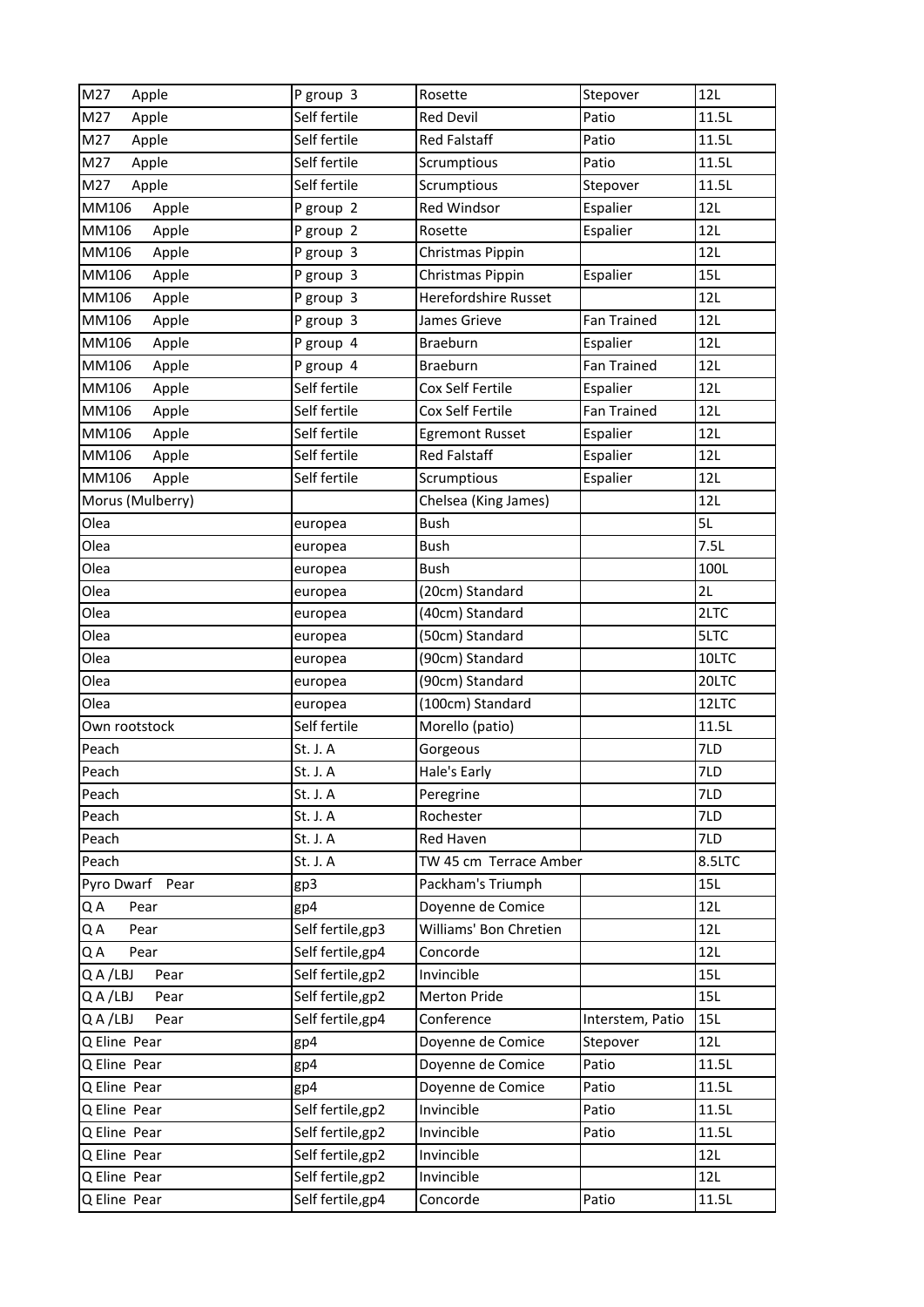| M27 Apple | P group 3 | Rosette | Stepover | 12L |
|---|---|---|---|---|
| M27 Apple | Self fertile | Red Devil | Patio | 11.5L |
| M27 Apple | Self fertile | Red Falstaff | Patio | 11.5L |
| M27 Apple | Self fertile | Scrumptious | Patio | 11.5L |
| M27 Apple | Self fertile | Scrumptious | Stepover | 11.5L |
| MM106 Apple | P group 2 | Red Windsor | Espalier | 12L |
| MM106 Apple | P group 2 | Rosette | Espalier | 12L |
| MM106 Apple | P group 3 | Christmas Pippin | | 12L |
| MM106 Apple | P group 3 | Christmas Pippin | Espalier | 15L |
| MM106 Apple | P group 3 | Herefordshire Russet | | 12L |
| MM106 Apple | P group 3 | James Grieve | Fan Trained | 12L |
| MM106 Apple | P group 4 | Braeburn | Espalier | 12L |
| MM106 Apple | P group 4 | Braeburn | Fan Trained | 12L |
| MM106 Apple | Self fertile | Cox Self Fertile | Espalier | 12L |
| MM106 Apple | Self fertile | Cox Self Fertile | Fan Trained | 12L |
| MM106 Apple | Self fertile | Egremont Russet | Espalier | 12L |
| MM106 Apple | Self fertile | Red Falstaff | Espalier | 12L |
| MM106 Apple | Self fertile | Scrumptious | Espalier | 12L |
| Morus (Mulberry) | | Chelsea (King James) | | 12L |
| Olea | europea | Bush | | 5L |
| Olea | europea | Bush | | 7.5L |
| Olea | europea | Bush | | 100L |
| Olea | europea | (20cm) Standard | | 2L |
| Olea | europea | (40cm) Standard | | 2LTC |
| Olea | europea | (50cm) Standard | | 5LTC |
| Olea | europea | (90cm) Standard | | 10LTC |
| Olea | europea | (90cm) Standard | | 20LTC |
| Olea | europea | (100cm) Standard | | 12LTC |
| Own rootstock | Self fertile | Morello (patio) | | 11.5L |
| Peach | St. J. A | Gorgeous | | 7LD |
| Peach | St. J. A | Hale's Early | | 7LD |
| Peach | St. J. A | Peregrine | | 7LD |
| Peach | St. J. A | Rochester | | 7LD |
| Peach | St. J. A | Red Haven | | 7LD |
| Peach | St. J. A | TW 45 cm Terrace Amber | | 8.5LTC |
| Pyro Dwarf Pear | gp3 | Packham's Triumph | | 15L |
| Q A Pear | gp4 | Doyenne de Comice | | 12L |
| Q A Pear | Self fertile,gp3 | Williams' Bon Chretien | | 12L |
| Q A Pear | Self fertile,gp4 | Concorde | | 12L |
| Q A /LBJ Pear | Self fertile,gp2 | Invincible | | 15L |
| Q A /LBJ Pear | Self fertile,gp2 | Merton Pride | | 15L |
| Q A /LBJ Pear | Self fertile,gp4 | Conference | Interstem, Patio | 15L |
| Q Eline Pear | gp4 | Doyenne de Comice | Stepover | 12L |
| Q Eline Pear | gp4 | Doyenne de Comice | Patio | 11.5L |
| Q Eline Pear | gp4 | Doyenne de Comice | Patio | 11.5L |
| Q Eline Pear | Self fertile,gp2 | Invincible | Patio | 11.5L |
| Q Eline Pear | Self fertile,gp2 | Invincible | Patio | 11.5L |
| Q Eline Pear | Self fertile,gp2 | Invincible | | 12L |
| Q Eline Pear | Self fertile,gp2 | Invincible | | 12L |
| Q Eline Pear | Self fertile,gp4 | Concorde | Patio | 11.5L |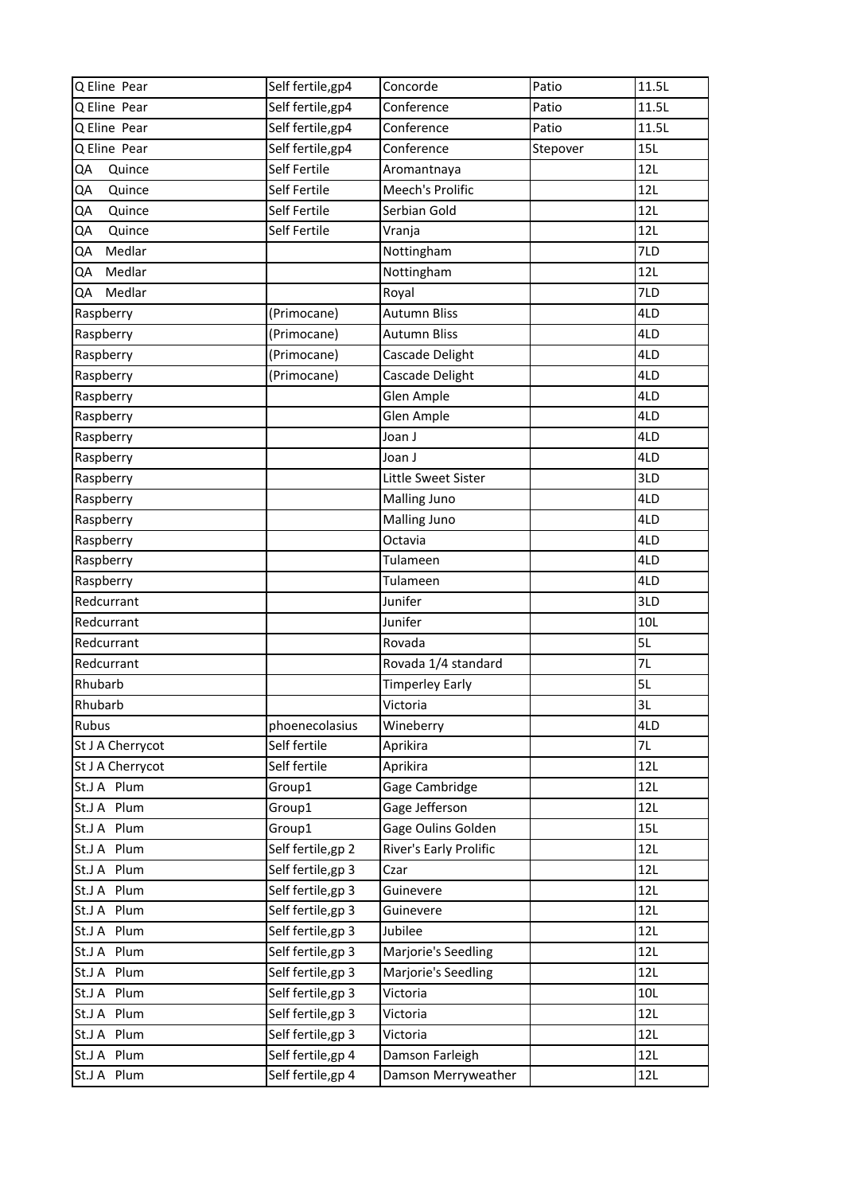| Q Eline Pear | Self fertile,gp4 | Concorde | Patio | 11.5L |
|---|---|---|---|---|
| Q Eline Pear | Self fertile,gp4 | Conference | Patio | 11.5L |
| Q Eline Pear | Self fertile,gp4 | Conference | Patio | 11.5L |
| Q Eline Pear | Self fertile,gp4 | Conference | Stepover | 15L |
| QA Quince | Self Fertile | Aromantnaya | | 12L |
| QA Quince | Self Fertile | Meech's Prolific | | 12L |
| QA Quince | Self Fertile | Serbian Gold | | 12L |
| QA Quince | Self Fertile | Vranja | | 12L |
| QA Medlar | | Nottingham | | 7LD |
| QA Medlar | | Nottingham | | 12L |
| QA Medlar | | Royal | | 7LD |
| Raspberry | (Primocane) | Autumn Bliss | | 4LD |
| Raspberry | (Primocane) | Autumn Bliss | | 4LD |
| Raspberry | (Primocane) | Cascade Delight | | 4LD |
| Raspberry | (Primocane) | Cascade Delight | | 4LD |
| Raspberry | | Glen Ample | | 4LD |
| Raspberry | | Glen Ample | | 4LD |
| Raspberry | | Joan J | | 4LD |
| Raspberry | | Joan J | | 4LD |
| Raspberry | | Little Sweet Sister | | 3LD |
| Raspberry | | Malling Juno | | 4LD |
| Raspberry | | Malling Juno | | 4LD |
| Raspberry | | Octavia | | 4LD |
| Raspberry | | Tulameen | | 4LD |
| Raspberry | | Tulameen | | 4LD |
| Redcurrant | | Junifer | | 3LD |
| Redcurrant | | Junifer | | 10L |
| Redcurrant | | Rovada | | 5L |
| Redcurrant | | Rovada 1/4 standard | | 7L |
| Rhubarb | | Timperley Early | | 5L |
| Rhubarb | | Victoria | | 3L |
| Rubus | phoenecolasius | Wineberry | | 4LD |
| St J A Cherrycot | Self fertile | Aprikira | | 7L |
| St J A Cherrycot | Self fertile | Aprikira | | 12L |
| St.J A Plum | Group1 | Gage Cambridge | | 12L |
| St.J A Plum | Group1 | Gage Jefferson | | 12L |
| St.J A Plum | Group1 | Gage Oulins Golden | | 15L |
| St.J A Plum | Self fertile,gp 2 | River's Early Prolific | | 12L |
| St.J A Plum | Self fertile,gp 3 | Czar | | 12L |
| St.J A Plum | Self fertile,gp 3 | Guinevere | | 12L |
| St.J A Plum | Self fertile,gp 3 | Guinevere | | 12L |
| St.J A Plum | Self fertile,gp 3 | Jubilee | | 12L |
| St.J A Plum | Self fertile,gp 3 | Marjorie's Seedling | | 12L |
| St.J A Plum | Self fertile,gp 3 | Marjorie's Seedling | | 12L |
| St.J A Plum | Self fertile,gp 3 | Victoria | | 10L |
| St.J A Plum | Self fertile,gp 3 | Victoria | | 12L |
| St.J A Plum | Self fertile,gp 3 | Victoria | | 12L |
| St.J A Plum | Self fertile,gp 4 | Damson Farleigh | | 12L |
| St.J A Plum | Self fertile,gp 4 | Damson Merryweather | | 12L |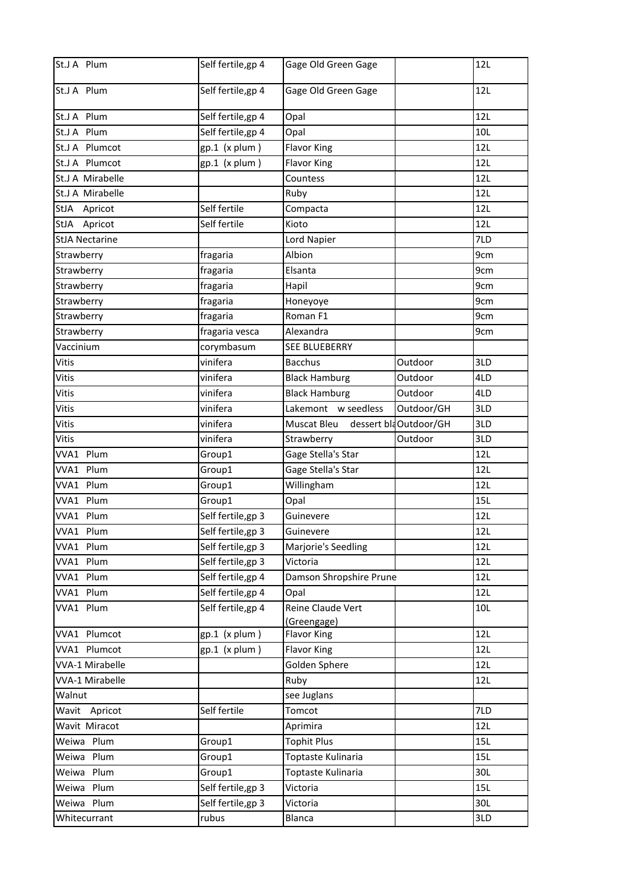| St.J A Plum | Self fertile,gp 4 | Gage Old Green Gage | | 12L |
|---|---|---|---|---|
| St.J A Plum | Self fertile,gp 4 | Gage Old Green Gage | | 12L |
| St.J A Plum | Self fertile,gp 4 | Opal | | 12L |
| St.J A Plum | Self fertile,gp 4 | Opal | | 10L |
| St.J A Plumcot | gp.1 (x plum ) | Flavor King | | 12L |
| St.J A Plumcot | gp.1 (x plum ) | Flavor King | | 12L |
| St.J A Mirabelle | | Countess | | 12L |
| St.J A Mirabelle | | Ruby | | 12L |
| StJA Apricot | Self fertile | Compacta | | 12L |
| StJA Apricot | Self fertile | Kioto | | 12L |
| StJA Nectarine | | Lord Napier | | 7LD |
| Strawberry | fragaria | Albion | | 9cm |
| Strawberry | fragaria | Elsanta | | 9cm |
| Strawberry | fragaria | Hapil | | 9cm |
| Strawberry | fragaria | Honeyoye | | 9cm |
| Strawberry | fragaria | Roman F1 | | 9cm |
| Strawberry | fragaria vesca | Alexandra | | 9cm |
| Vaccinium | corymbasum | SEE BLUEBERRY | | |
| Vitis | vinifera | Bacchus | Outdoor | 3LD |
| Vitis | vinifera | Black Hamburg | Outdoor | 4LD |
| Vitis | vinifera | Black Hamburg | Outdoor | 4LD |
| Vitis | vinifera | Lakemont w seedless | Outdoor/GH | 3LD |
| Vitis | vinifera | Muscat Bleu dessert bl | Outdoor/GH | 3LD |
| Vitis | vinifera | Strawberry | Outdoor | 3LD |
| VVA1 Plum | Group1 | Gage Stella's Star | | 12L |
| VVA1 Plum | Group1 | Gage Stella's Star | | 12L |
| VVA1 Plum | Group1 | Willingham | | 12L |
| VVA1 Plum | Group1 | Opal | | 15L |
| VVA1 Plum | Self fertile,gp 3 | Guinevere | | 12L |
| VVA1 Plum | Self fertile,gp 3 | Guinevere | | 12L |
| VVA1 Plum | Self fertile,gp 3 | Marjorie's Seedling | | 12L |
| VVA1 Plum | Self fertile,gp 3 | Victoria | | 12L |
| VVA1 Plum | Self fertile,gp 4 | Damson Shropshire Prune | | 12L |
| VVA1 Plum | Self fertile,gp 4 | Opal | | 12L |
| VVA1 Plum | Self fertile,gp 4 | Reine Claude Vert (Greengage) | | 10L |
| VVA1 Plumcot | gp.1 (x plum ) | Flavor King | | 12L |
| VVA1 Plumcot | gp.1 (x plum ) | Flavor King | | 12L |
| VVA-1 Mirabelle | | Golden Sphere | | 12L |
| VVA-1 Mirabelle | | Ruby | | 12L |
| Walnut | | see Juglans | | |
| Wavit Apricot | Self fertile | Tomcot | | 7LD |
| Wavit Miracot | | Aprimira | | 12L |
| Weiwa Plum | Group1 | Tophit Plus | | 15L |
| Weiwa Plum | Group1 | Toptaste Kulinaria | | 15L |
| Weiwa Plum | Group1 | Toptaste Kulinaria | | 30L |
| Weiwa Plum | Self fertile,gp 3 | Victoria | | 15L |
| Weiwa Plum | Self fertile,gp 3 | Victoria | | 30L |
| Whitecurrant | rubus | Blanca | | 3LD |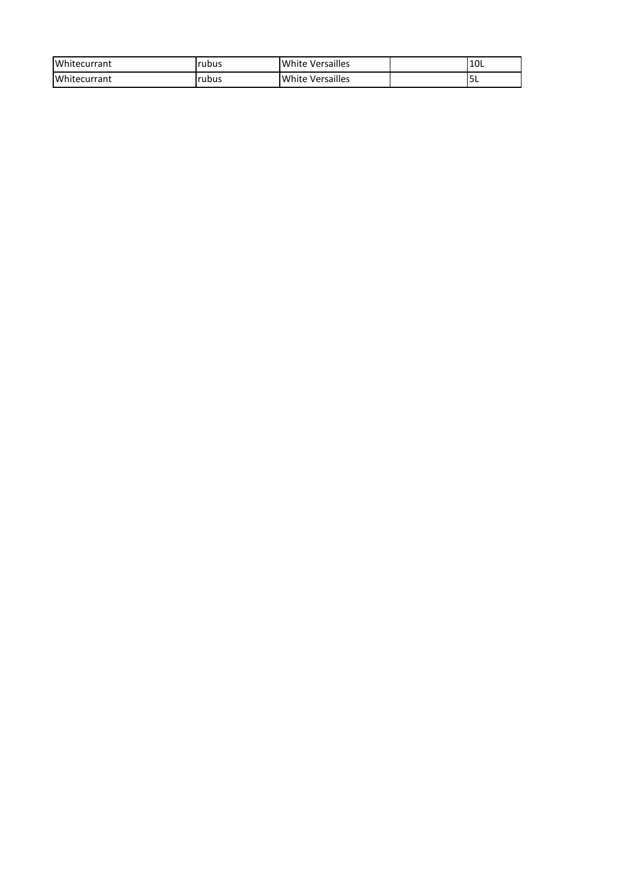| | | | | |
|---|---|---|---|---|
| Whitecurrant | rubus | White Versailles | | 10L |
| Whitecurrant | rubus | White Versailles | | 5L |